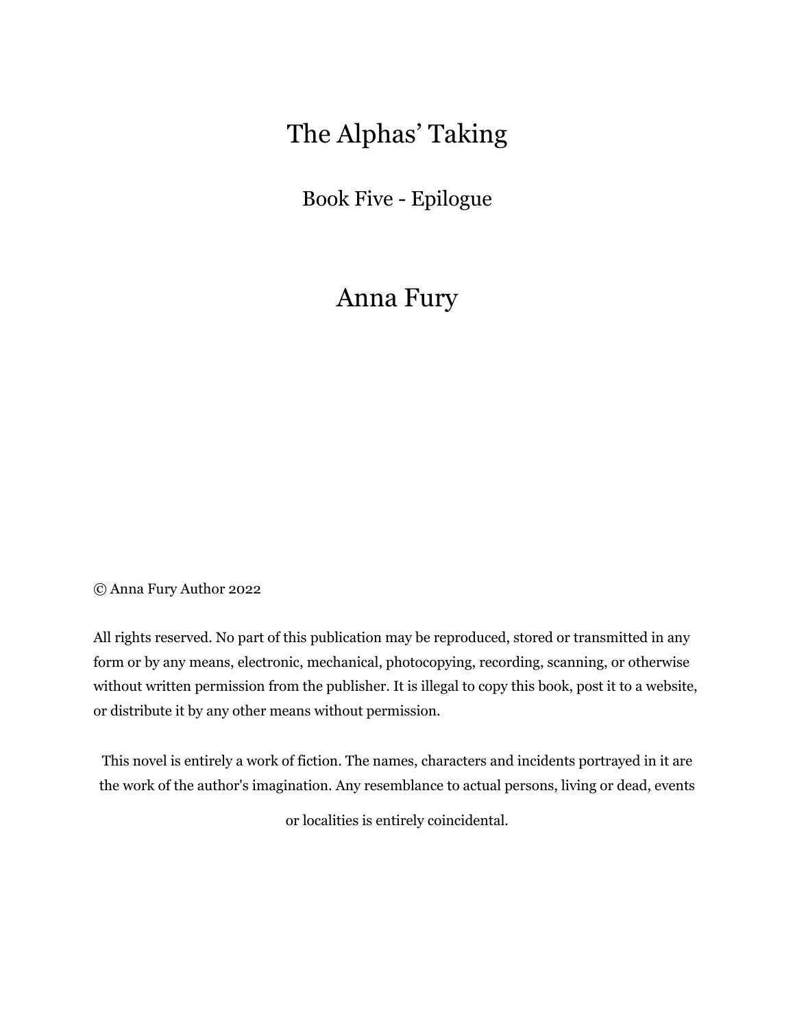# The Alphas' Taking

## Book Five - Epilogue

## Anna Fury

© Anna Fury Author 2022

All rights reserved. No part of this publication may be reproduced, stored or transmitted in any form or by any means, electronic, mechanical, photocopying, recording, scanning, or otherwise without written permission from the publisher. It is illegal to copy this book, post it to a website, or distribute it by any other means without permission.

This novel is entirely a work of fiction. The names, characters and incidents portrayed in it are the work of the author's imagination. Any resemblance to actual persons, living or dead, events or localities is entirely coincidental.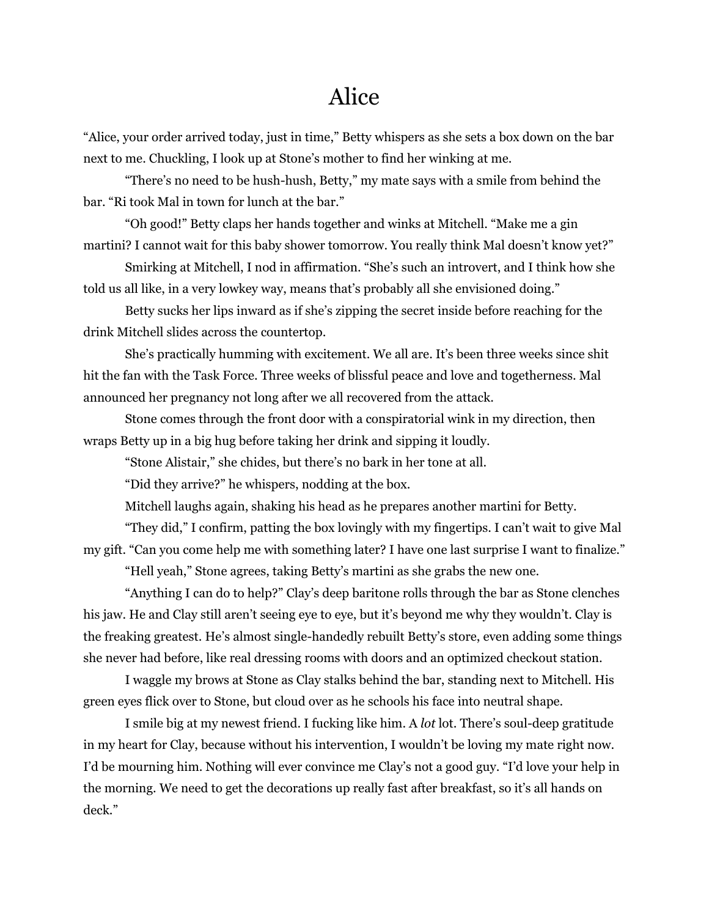# Alice

"Alice, your order arrived today, just in time," Betty whispers as she sets a box down on the bar next to me. Chuckling, I look up at Stone's mother to find her winking at me.

"There's no need to be hush-hush, Betty," my mate says with a smile from behind the bar. "Ri took Mal in town for lunch at the bar."

"Oh good!" Betty claps her hands together and winks at Mitchell. "Make me a gin martini? I cannot wait for this baby shower tomorrow. You really think Mal doesn't know yet?"

Smirking at Mitchell, I nod in affirmation. "She's such an introvert, and I think how she told us all like, in a very lowkey way, means that's probably all she envisioned doing."

Betty sucks her lips inward as if she's zipping the secret inside before reaching for the drink Mitchell slides across the countertop.

She's practically humming with excitement. We all are. It's been three weeks since shit hit the fan with the Task Force. Three weeks of blissful peace and love and togetherness. Mal announced her pregnancy not long after we all recovered from the attack.

Stone comes through the front door with a conspiratorial wink in my direction, then wraps Betty up in a big hug before taking her drink and sipping it loudly.

"Stone Alistair," she chides, but there's no bark in her tone at all.

"Did they arrive?" he whispers, nodding at the box.

Mitchell laughs again, shaking his head as he prepares another martini for Betty.

"They did," I confirm, patting the box lovingly with my fingertips. I can't wait to give Mal my gift. "Can you come help me with something later? I have one last surprise I want to finalize."

"Hell yeah," Stone agrees, taking Betty's martini as she grabs the new one.

"Anything I can do to help?" Clay's deep baritone rolls through the bar as Stone clenches his jaw. He and Clay still aren't seeing eye to eye, but it's beyond me why they wouldn't. Clay is the freaking greatest. He's almost single-handedly rebuilt Betty's store, even adding some things she never had before, like real dressing rooms with doors and an optimized checkout station.

I waggle my brows at Stone as Clay stalks behind the bar, standing next to Mitchell. His green eyes flick over to Stone, but cloud over as he schools his face into neutral shape.

I smile big at my newest friend. I fucking like him. A *lot* lot. There's soul-deep gratitude in my heart for Clay, because without his intervention, I wouldn't be loving my mate right now. I'd be mourning him. Nothing will ever convince me Clay's not a good guy. "I'd love your help in the morning. We need to get the decorations up really fast after breakfast, so it's all hands on deck."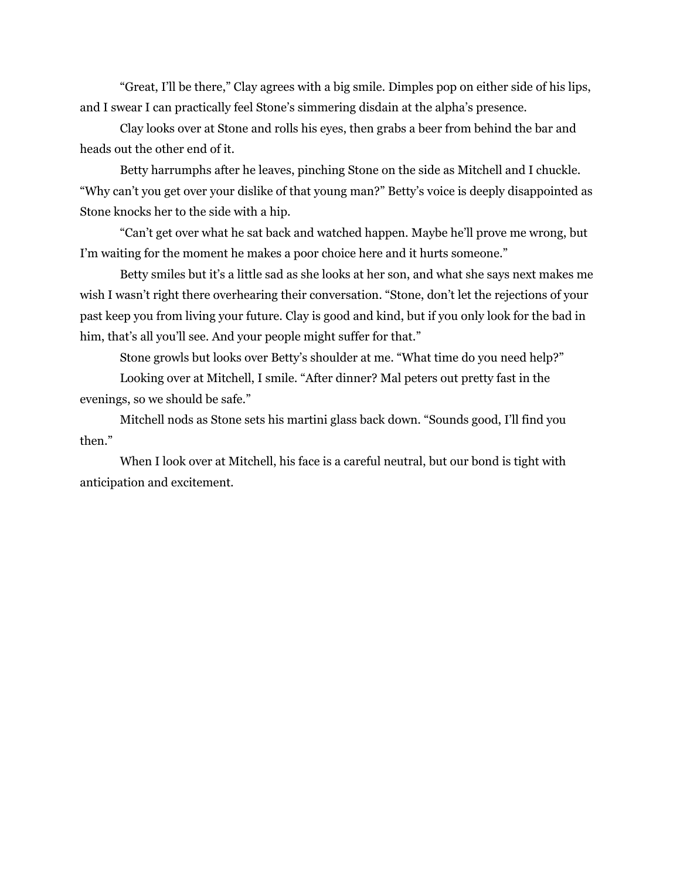"Great, I'll be there," Clay agrees with a big smile. Dimples pop on either side of his lips, and I swear I can practically feel Stone's simmering disdain at the alpha's presence.

Clay looks over at Stone and rolls his eyes, then grabs a beer from behind the bar and heads out the other end of it.

Betty harrumphs after he leaves, pinching Stone on the side as Mitchell and I chuckle. "Why can't you get over your dislike of that young man?" Betty's voice is deeply disappointed as Stone knocks her to the side with a hip.

"Can't get over what he sat back and watched happen. Maybe he'll prove me wrong, but I'm waiting for the moment he makes a poor choice here and it hurts someone."

Betty smiles but it's a little sad as she looks at her son, and what she says next makes me wish I wasn't right there overhearing their conversation. "Stone, don't let the rejections of your past keep you from living your future. Clay is good and kind, but if you only look for the bad in him, that's all you'll see. And your people might suffer for that."

Stone growls but looks over Betty's shoulder at me. "What time do you need help?"

Looking over at Mitchell, I smile. "After dinner? Mal peters out pretty fast in the evenings, so we should be safe."

Mitchell nods as Stone sets his martini glass back down. "Sounds good, I'll find you then."

When I look over at Mitchell, his face is a careful neutral, but our bond is tight with anticipation and excitement.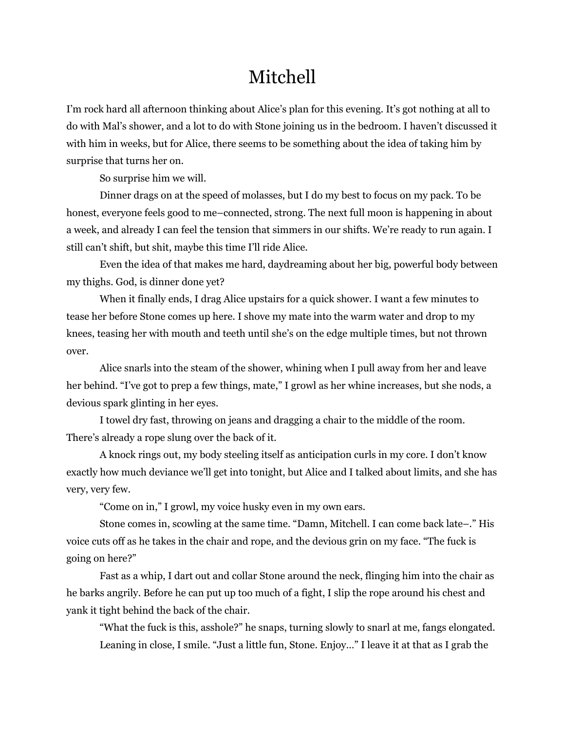# Mitchell

I'm rock hard all afternoon thinking about Alice's plan for this evening. It's got nothing at all to do with Mal's shower, and a lot to do with Stone joining us in the bedroom. I haven't discussed it with him in weeks, but for Alice, there seems to be something about the idea of taking him by surprise that turns her on.

So surprise him we will.

Dinner drags on at the speed of molasses, but I do my best to focus on my pack. To be honest, everyone feels good to me–connected, strong. The next full moon is happening in about a week, and already I can feel the tension that simmers in our shifts. We're ready to run again. I still can't shift, but shit, maybe this time I'll ride Alice.

Even the idea of that makes me hard, daydreaming about her big, powerful body between my thighs. God, is dinner done yet?

When it finally ends, I drag Alice upstairs for a quick shower. I want a few minutes to tease her before Stone comes up here. I shove my mate into the warm water and drop to my knees, teasing her with mouth and teeth until she's on the edge multiple times, but not thrown over.

Alice snarls into the steam of the shower, whining when I pull away from her and leave her behind. "I've got to prep a few things, mate," I growl as her whine increases, but she nods, a devious spark glinting in her eyes.

I towel dry fast, throwing on jeans and dragging a chair to the middle of the room. There's already a rope slung over the back of it.

A knock rings out, my body steeling itself as anticipation curls in my core. I don't know exactly how much deviance we'll get into tonight, but Alice and I talked about limits, and she has very, very few.

"Come on in," I growl, my voice husky even in my own ears.

Stone comes in, scowling at the same time. "Damn, Mitchell. I can come back late–." His voice cuts off as he takes in the chair and rope, and the devious grin on my face. "The fuck is going on here?"

Fast as a whip, I dart out and collar Stone around the neck, flinging him into the chair as he barks angrily. Before he can put up too much of a fight, I slip the rope around his chest and yank it tight behind the back of the chair.

"What the fuck is this, asshole?" he snaps, turning slowly to snarl at me, fangs elongated.

Leaning in close, I smile. "Just a little fun, Stone. Enjoy…" I leave it at that as I grab the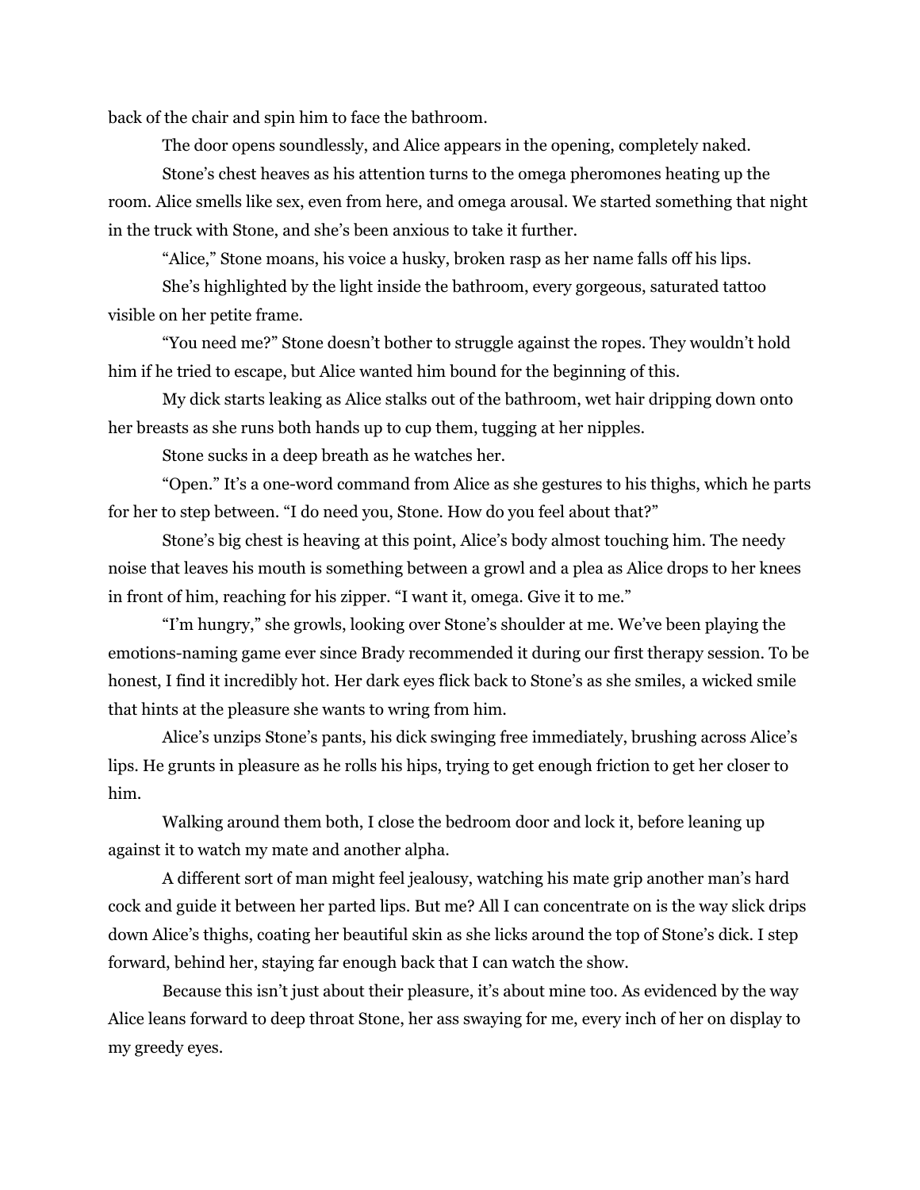back of the chair and spin him to face the bathroom.

The door opens soundlessly, and Alice appears in the opening, completely naked.

Stone's chest heaves as his attention turns to the omega pheromones heating up the room. Alice smells like sex, even from here, and omega arousal. We started something that night in the truck with Stone, and she's been anxious to take it further.

"Alice," Stone moans, his voice a husky, broken rasp as her name falls off his lips.

She's highlighted by the light inside the bathroom, every gorgeous, saturated tattoo visible on her petite frame.

"You need me?" Stone doesn't bother to struggle against the ropes. They wouldn't hold him if he tried to escape, but Alice wanted him bound for the beginning of this.

My dick starts leaking as Alice stalks out of the bathroom, wet hair dripping down onto her breasts as she runs both hands up to cup them, tugging at her nipples.

Stone sucks in a deep breath as he watches her.

"Open." It's a one-word command from Alice as she gestures to his thighs, which he parts for her to step between. "I do need you, Stone. How do you feel about that?"

Stone's big chest is heaving at this point, Alice's body almost touching him. The needy noise that leaves his mouth is something between a growl and a plea as Alice drops to her knees in front of him, reaching for his zipper. "I want it, omega. Give it to me."

"I'm hungry," she growls, looking over Stone's shoulder at me. We've been playing the emotions-naming game ever since Brady recommended it during our first therapy session. To be honest, I find it incredibly hot. Her dark eyes flick back to Stone's as she smiles, a wicked smile that hints at the pleasure she wants to wring from him.

Alice's unzips Stone's pants, his dick swinging free immediately, brushing across Alice's lips. He grunts in pleasure as he rolls his hips, trying to get enough friction to get her closer to him.

Walking around them both, I close the bedroom door and lock it, before leaning up against it to watch my mate and another alpha.

A different sort of man might feel jealousy, watching his mate grip another man's hard cock and guide it between her parted lips. But me? All I can concentrate on is the way slick drips down Alice's thighs, coating her beautiful skin as she licks around the top of Stone's dick. I step forward, behind her, staying far enough back that I can watch the show.

Because this isn't just about their pleasure, it's about mine too. As evidenced by the way Alice leans forward to deep throat Stone, her ass swaying for me, every inch of her on display to my greedy eyes.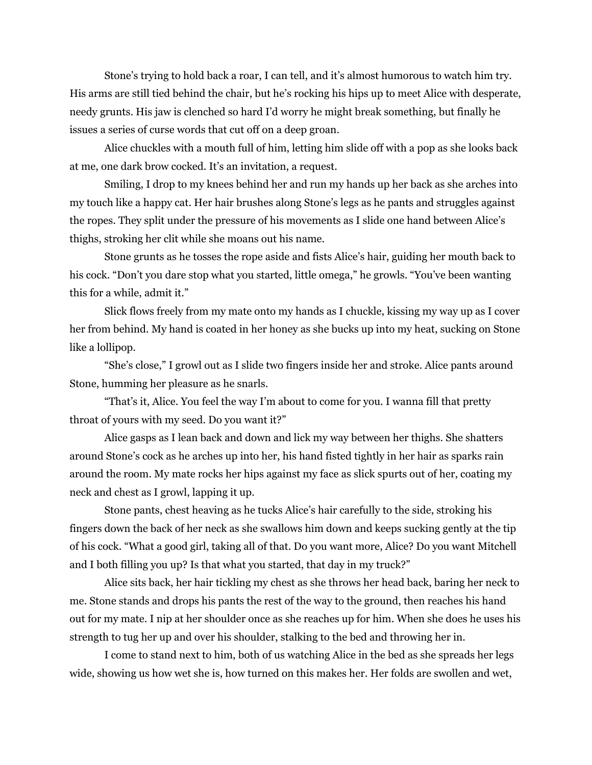Stone's trying to hold back a roar, I can tell, and it's almost humorous to watch him try. His arms are still tied behind the chair, but he's rocking his hips up to meet Alice with desperate, needy grunts. His jaw is clenched so hard I'd worry he might break something, but finally he issues a series of curse words that cut off on a deep groan.

Alice chuckles with a mouth full of him, letting him slide off with a pop as she looks back at me, one dark brow cocked. It's an invitation, a request.

Smiling, I drop to my knees behind her and run my hands up her back as she arches into my touch like a happy cat. Her hair brushes along Stone's legs as he pants and struggles against the ropes. They split under the pressure of his movements as I slide one hand between Alice's thighs, stroking her clit while she moans out his name.

Stone grunts as he tosses the rope aside and fists Alice's hair, guiding her mouth back to his cock. "Don't you dare stop what you started, little omega," he growls. "You've been wanting this for a while, admit it."

Slick flows freely from my mate onto my hands as I chuckle, kissing my way up as I cover her from behind. My hand is coated in her honey as she bucks up into my heat, sucking on Stone like a lollipop.

"She's close," I growl out as I slide two fingers inside her and stroke. Alice pants around Stone, humming her pleasure as he snarls.

"That's it, Alice. You feel the way I'm about to come for you. I wanna fill that pretty throat of yours with my seed. Do you want it?"

Alice gasps as I lean back and down and lick my way between her thighs. She shatters around Stone's cock as he arches up into her, his hand fisted tightly in her hair as sparks rain around the room. My mate rocks her hips against my face as slick spurts out of her, coating my neck and chest as I growl, lapping it up.

Stone pants, chest heaving as he tucks Alice's hair carefully to the side, stroking his fingers down the back of her neck as she swallows him down and keeps sucking gently at the tip of his cock. "What a good girl, taking all of that. Do you want more, Alice? Do you want Mitchell and I both filling you up? Is that what you started, that day in my truck?"

Alice sits back, her hair tickling my chest as she throws her head back, baring her neck to me. Stone stands and drops his pants the rest of the way to the ground, then reaches his hand out for my mate. I nip at her shoulder once as she reaches up for him. When she does he uses his strength to tug her up and over his shoulder, stalking to the bed and throwing her in.

I come to stand next to him, both of us watching Alice in the bed as she spreads her legs wide, showing us how wet she is, how turned on this makes her. Her folds are swollen and wet,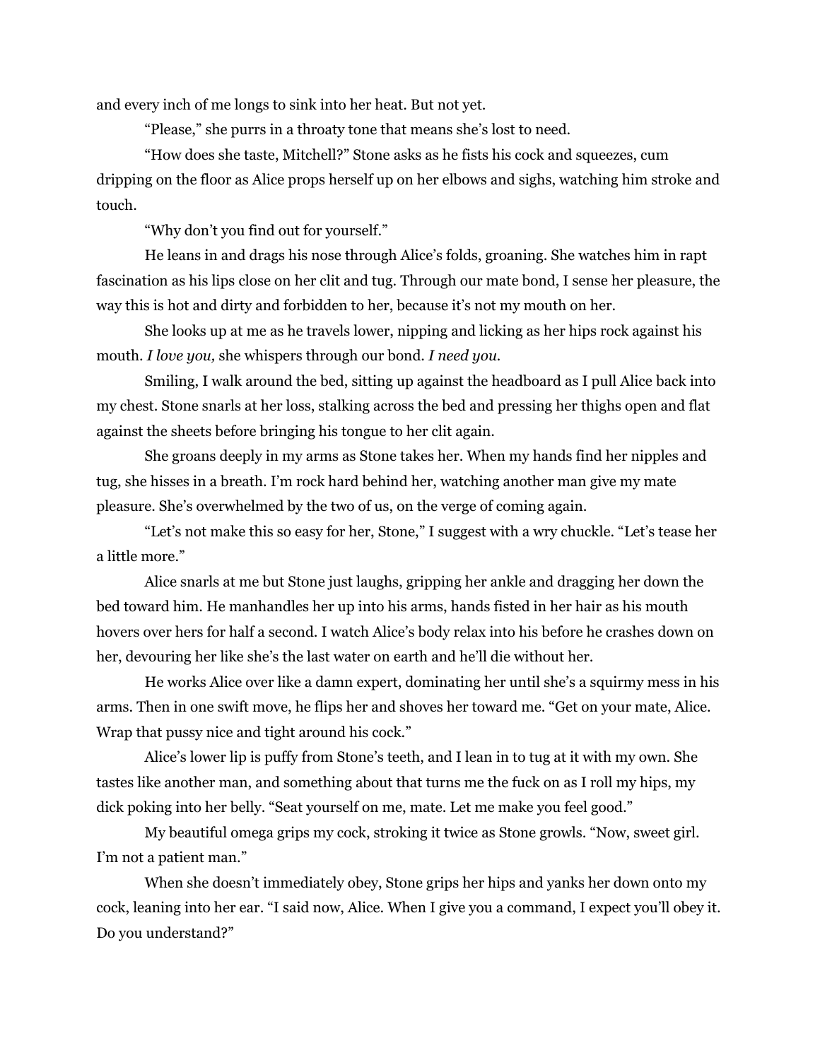and every inch of me longs to sink into her heat. But not yet.

"Please," she purrs in a throaty tone that means she's lost to need.

"How does she taste, Mitchell?" Stone asks as he fists his cock and squeezes, cum dripping on the floor as Alice props herself up on her elbows and sighs, watching him stroke and touch.

"Why don't you find out for yourself."

He leans in and drags his nose through Alice's folds, groaning. She watches him in rapt fascination as his lips close on her clit and tug. Through our mate bond, I sense her pleasure, the way this is hot and dirty and forbidden to her, because it's not my mouth on her.

She looks up at me as he travels lower, nipping and licking as her hips rock against his mouth. *I love you,* she whispers through our bond. *I need you.*

Smiling, I walk around the bed, sitting up against the headboard as I pull Alice back into my chest. Stone snarls at her loss, stalking across the bed and pressing her thighs open and flat against the sheets before bringing his tongue to her clit again.

She groans deeply in my arms as Stone takes her. When my hands find her nipples and tug, she hisses in a breath. I'm rock hard behind her, watching another man give my mate pleasure. She's overwhelmed by the two of us, on the verge of coming again.

"Let's not make this so easy for her, Stone," I suggest with a wry chuckle. "Let's tease her a little more."

Alice snarls at me but Stone just laughs, gripping her ankle and dragging her down the bed toward him. He manhandles her up into his arms, hands fisted in her hair as his mouth hovers over hers for half a second. I watch Alice's body relax into his before he crashes down on her, devouring her like she's the last water on earth and he'll die without her.

He works Alice over like a damn expert, dominating her until she's a squirmy mess in his arms. Then in one swift move, he flips her and shoves her toward me. "Get on your mate, Alice. Wrap that pussy nice and tight around his cock."

Alice's lower lip is puffy from Stone's teeth, and I lean in to tug at it with my own. She tastes like another man, and something about that turns me the fuck on as I roll my hips, my dick poking into her belly. "Seat yourself on me, mate. Let me make you feel good."

My beautiful omega grips my cock, stroking it twice as Stone growls. "Now, sweet girl. I'm not a patient man."

When she doesn't immediately obey, Stone grips her hips and yanks her down onto my cock, leaning into her ear. "I said now, Alice. When I give you a command, I expect you'll obey it. Do you understand?"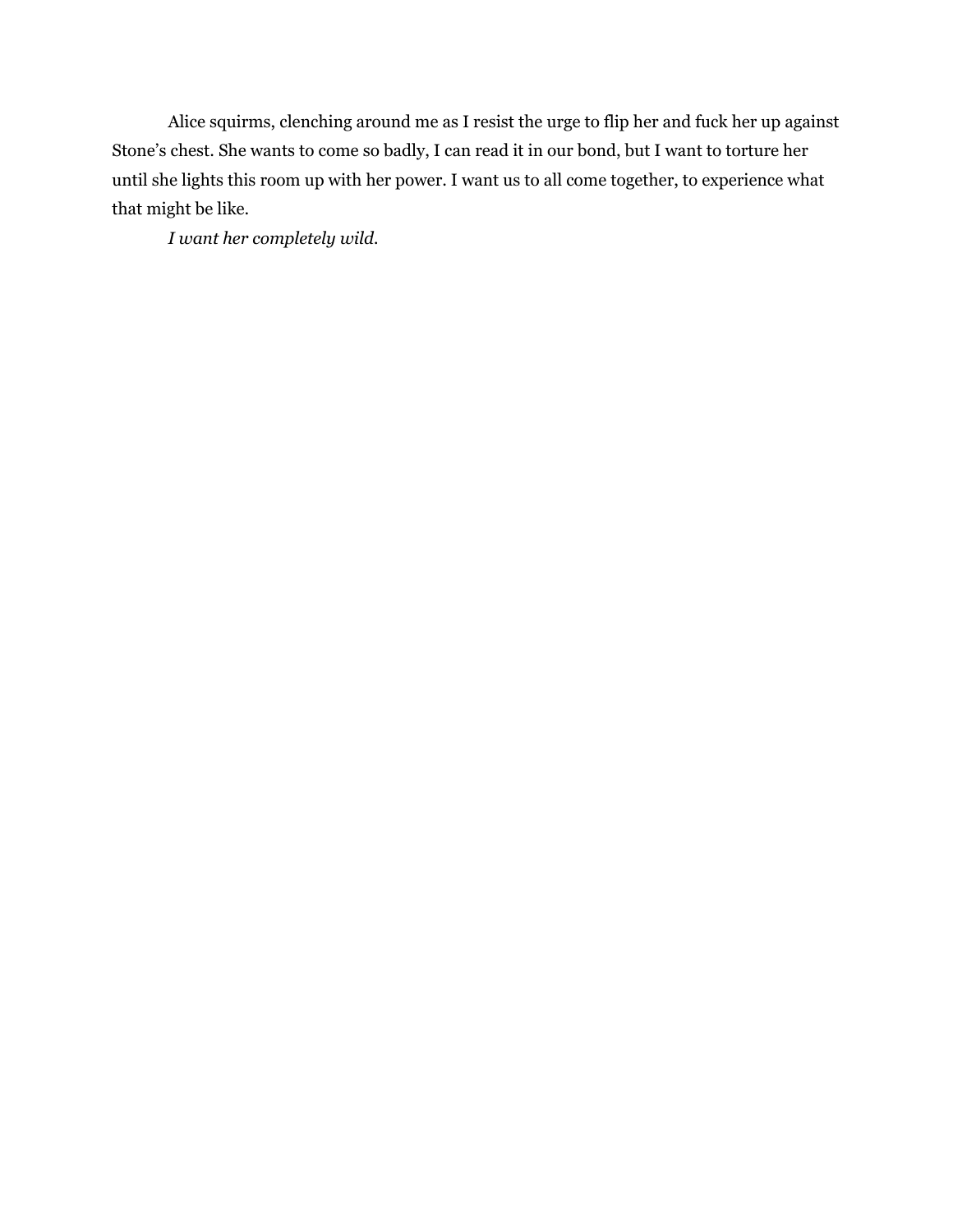Alice squirms, clenching around me as I resist the urge to flip her and fuck her up against Stone's chest. She wants to come so badly, I can read it in our bond, but I want to torture her until she lights this room up with her power. I want us to all come together, to experience what that might be like.

*I want her completely wild.*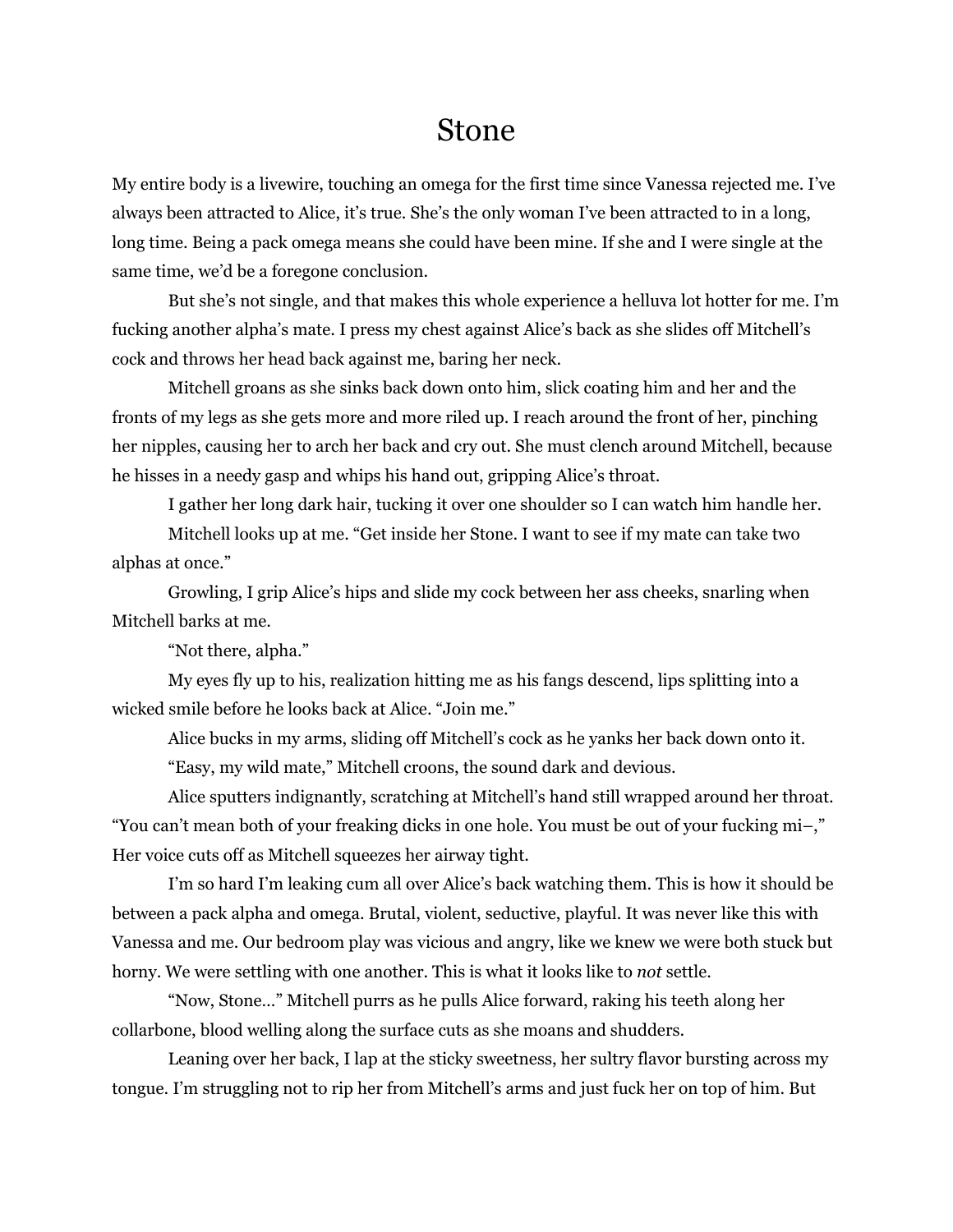# Stone

My entire body is a livewire, touching an omega for the first time since Vanessa rejected me. I've always been attracted to Alice, it's true. She's the only woman I've been attracted to in a long, long time. Being a pack omega means she could have been mine. If she and I were single at the same time, we'd be a foregone conclusion.

But she's not single, and that makes this whole experience a helluva lot hotter for me. I'm fucking another alpha's mate. I press my chest against Alice's back as she slides off Mitchell's cock and throws her head back against me, baring her neck.

Mitchell groans as she sinks back down onto him, slick coating him and her and the fronts of my legs as she gets more and more riled up. I reach around the front of her, pinching her nipples, causing her to arch her back and cry out. She must clench around Mitchell, because he hisses in a needy gasp and whips his hand out, gripping Alice's throat.

I gather her long dark hair, tucking it over one shoulder so I can watch him handle her.

Mitchell looks up at me. "Get inside her Stone. I want to see if my mate can take two alphas at once."

Growling, I grip Alice's hips and slide my cock between her ass cheeks, snarling when Mitchell barks at me.

"Not there, alpha."

My eyes fly up to his, realization hitting me as his fangs descend, lips splitting into a wicked smile before he looks back at Alice. "Join me."

Alice bucks in my arms, sliding off Mitchell's cock as he yanks her back down onto it.

"Easy, my wild mate," Mitchell croons, the sound dark and devious.

Alice sputters indignantly, scratching at Mitchell's hand still wrapped around her throat. "You can't mean both of your freaking dicks in one hole. You must be out of your fucking mi–," Her voice cuts off as Mitchell squeezes her airway tight.

I'm so hard I'm leaking cum all over Alice's back watching them. This is how it should be between a pack alpha and omega. Brutal, violent, seductive, playful. It was never like this with Vanessa and me. Our bedroom play was vicious and angry, like we knew we were both stuck but horny. We were settling with one another. This is what it looks like to *not* settle.

"Now, Stone..." Mitchell purrs as he pulls Alice forward, raking his teeth along her collarbone, blood welling along the surface cuts as she moans and shudders.

Leaning over her back, I lap at the sticky sweetness, her sultry flavor bursting across my tongue. I'm struggling not to rip her from Mitchell's arms and just fuck her on top of him. But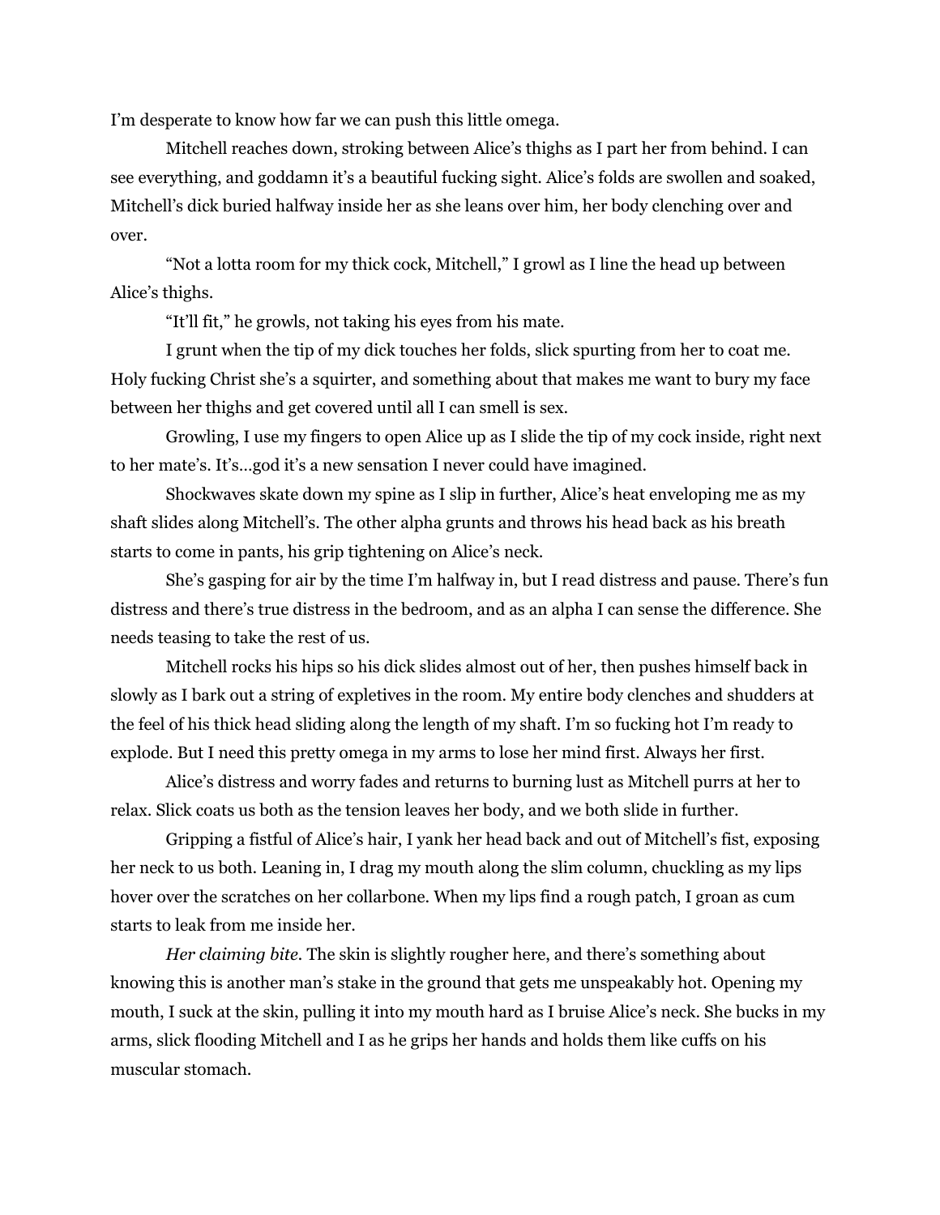I'm desperate to know how far we can push this little omega.

Mitchell reaches down, stroking between Alice's thighs as I part her from behind. I can see everything, and goddamn it's a beautiful fucking sight. Alice's folds are swollen and soaked, Mitchell's dick buried halfway inside her as she leans over him, her body clenching over and over.

"Not a lotta room for my thick cock, Mitchell," I growl as I line the head up between Alice's thighs.

"It'll fit," he growls, not taking his eyes from his mate.

I grunt when the tip of my dick touches her folds, slick spurting from her to coat me. Holy fucking Christ she's a squirter, and something about that makes me want to bury my face between her thighs and get covered until all I can smell is sex.

Growling, I use my fingers to open Alice up as I slide the tip of my cock inside, right next to her mate's. It's…god it's a new sensation I never could have imagined.

Shockwaves skate down my spine as I slip in further, Alice's heat enveloping me as my shaft slides along Mitchell's. The other alpha grunts and throws his head back as his breath starts to come in pants, his grip tightening on Alice's neck.

She's gasping for air by the time I'm halfway in, but I read distress and pause. There's fun distress and there's true distress in the bedroom, and as an alpha I can sense the difference. She needs teasing to take the rest of us.

Mitchell rocks his hips so his dick slides almost out of her, then pushes himself back in slowly as I bark out a string of expletives in the room. My entire body clenches and shudders at the feel of his thick head sliding along the length of my shaft. I'm so fucking hot I'm ready to explode. But I need this pretty omega in my arms to lose her mind first. Always her first.

Alice's distress and worry fades and returns to burning lust as Mitchell purrs at her to relax. Slick coats us both as the tension leaves her body, and we both slide in further.

Gripping a fistful of Alice's hair, I yank her head back and out of Mitchell's fist, exposing her neck to us both. Leaning in, I drag my mouth along the slim column, chuckling as my lips hover over the scratches on her collarbone. When my lips find a rough patch, I groan as cum starts to leak from me inside her.

*Her claiming bite.* The skin is slightly rougher here, and there's something about knowing this is another man's stake in the ground that gets me unspeakably hot. Opening my mouth, I suck at the skin, pulling it into my mouth hard as I bruise Alice's neck. She bucks in my arms, slick flooding Mitchell and I as he grips her hands and holds them like cuffs on his muscular stomach.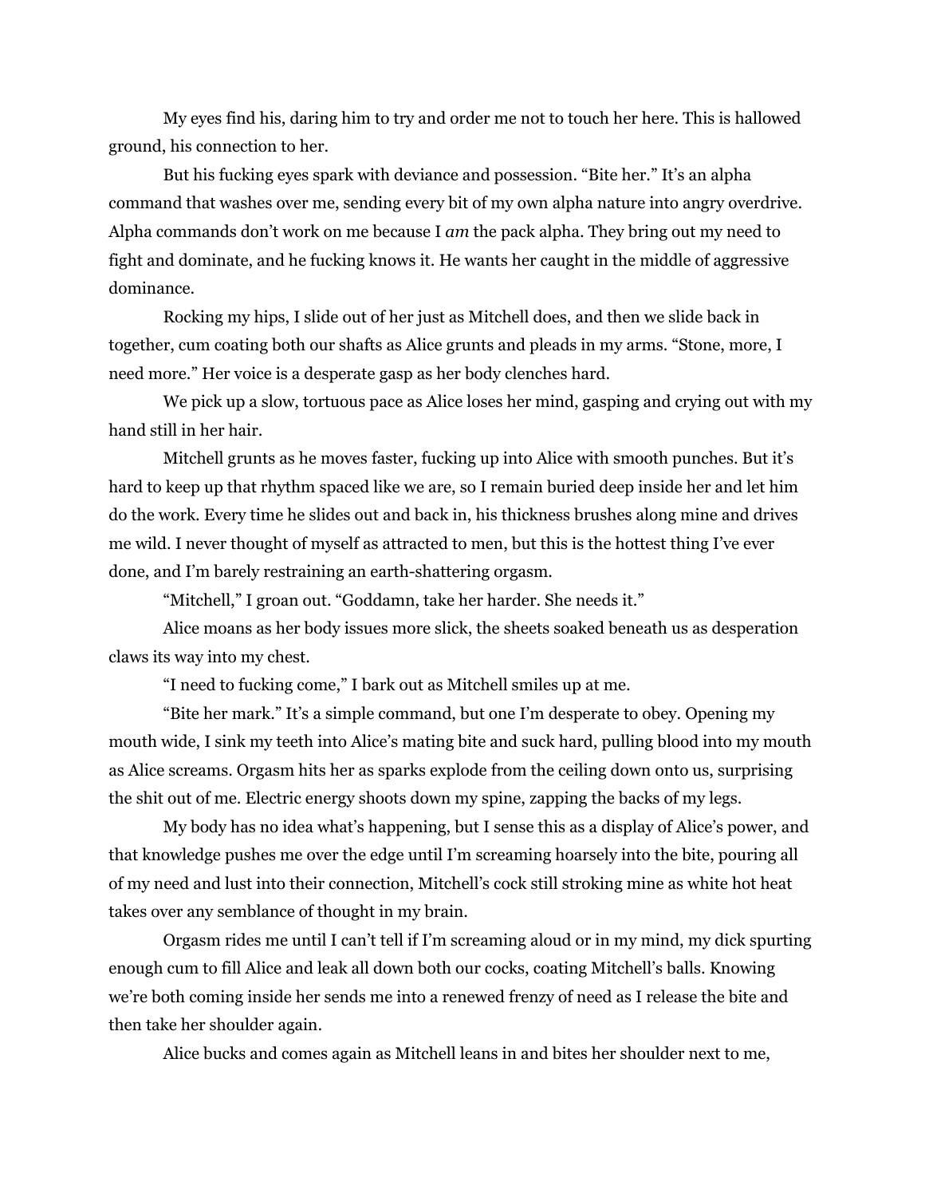My eyes find his, daring him to try and order me not to touch her here. This is hallowed ground, his connection to her.

But his fucking eyes spark with deviance and possession. "Bite her." It's an alpha command that washes over me, sending every bit of my own alpha nature into angry overdrive. Alpha commands don't work on me because I *am* the pack alpha. They bring out my need to fight and dominate, and he fucking knows it. He wants her caught in the middle of aggressive dominance.

Rocking my hips, I slide out of her just as Mitchell does, and then we slide back in together, cum coating both our shafts as Alice grunts and pleads in my arms. "Stone, more, I need more." Her voice is a desperate gasp as her body clenches hard.

We pick up a slow, tortuous pace as Alice loses her mind, gasping and crying out with my hand still in her hair.

Mitchell grunts as he moves faster, fucking up into Alice with smooth punches. But it's hard to keep up that rhythm spaced like we are, so I remain buried deep inside her and let him do the work. Every time he slides out and back in, his thickness brushes along mine and drives me wild. I never thought of myself as attracted to men, but this is the hottest thing I've ever done, and I'm barely restraining an earth-shattering orgasm.

"Mitchell," I groan out. "Goddamn, take her harder. She needs it."

Alice moans as her body issues more slick, the sheets soaked beneath us as desperation claws its way into my chest.

"I need to fucking come," I bark out as Mitchell smiles up at me.

"Bite her mark." It's a simple command, but one I'm desperate to obey. Opening my mouth wide, I sink my teeth into Alice's mating bite and suck hard, pulling blood into my mouth as Alice screams. Orgasm hits her as sparks explode from the ceiling down onto us, surprising the shit out of me. Electric energy shoots down my spine, zapping the backs of my legs.

My body has no idea what's happening, but I sense this as a display of Alice's power, and that knowledge pushes me over the edge until I'm screaming hoarsely into the bite, pouring all of my need and lust into their connection, Mitchell's cock still stroking mine as white hot heat takes over any semblance of thought in my brain.

Orgasm rides me until I can't tell if I'm screaming aloud or in my mind, my dick spurting enough cum to fill Alice and leak all down both our cocks, coating Mitchell's balls. Knowing we're both coming inside her sends me into a renewed frenzy of need as I release the bite and then take her shoulder again.

Alice bucks and comes again as Mitchell leans in and bites her shoulder next to me,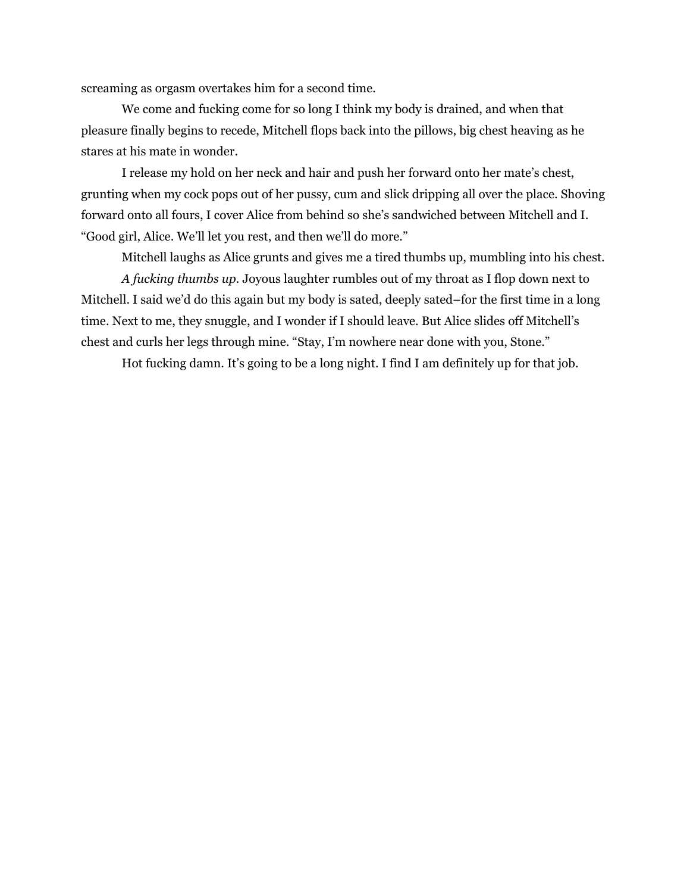screaming as orgasm overtakes him for a second time.

We come and fucking come for so long I think my body is drained, and when that pleasure finally begins to recede, Mitchell flops back into the pillows, big chest heaving as he stares at his mate in wonder.

I release my hold on her neck and hair and push her forward onto her mate's chest, grunting when my cock pops out of her pussy, cum and slick dripping all over the place. Shoving forward onto all fours, I cover Alice from behind so she's sandwiched between Mitchell and I. "Good girl, Alice. We'll let you rest, and then we'll do more."

Mitchell laughs as Alice grunts and gives me a tired thumbs up, mumbling into his chest.

*A fucking thumbs up.* Joyous laughter rumbles out of my throat as I flop down next to Mitchell. I said we'd do this again but my body is sated, deeply sated–for the first time in a long time. Next to me, they snuggle, and I wonder if I should leave. But Alice slides off Mitchell's chest and curls her legs through mine. "Stay, I'm nowhere near done with you, Stone."

Hot fucking damn. It's going to be a long night. I find I am definitely up for that job.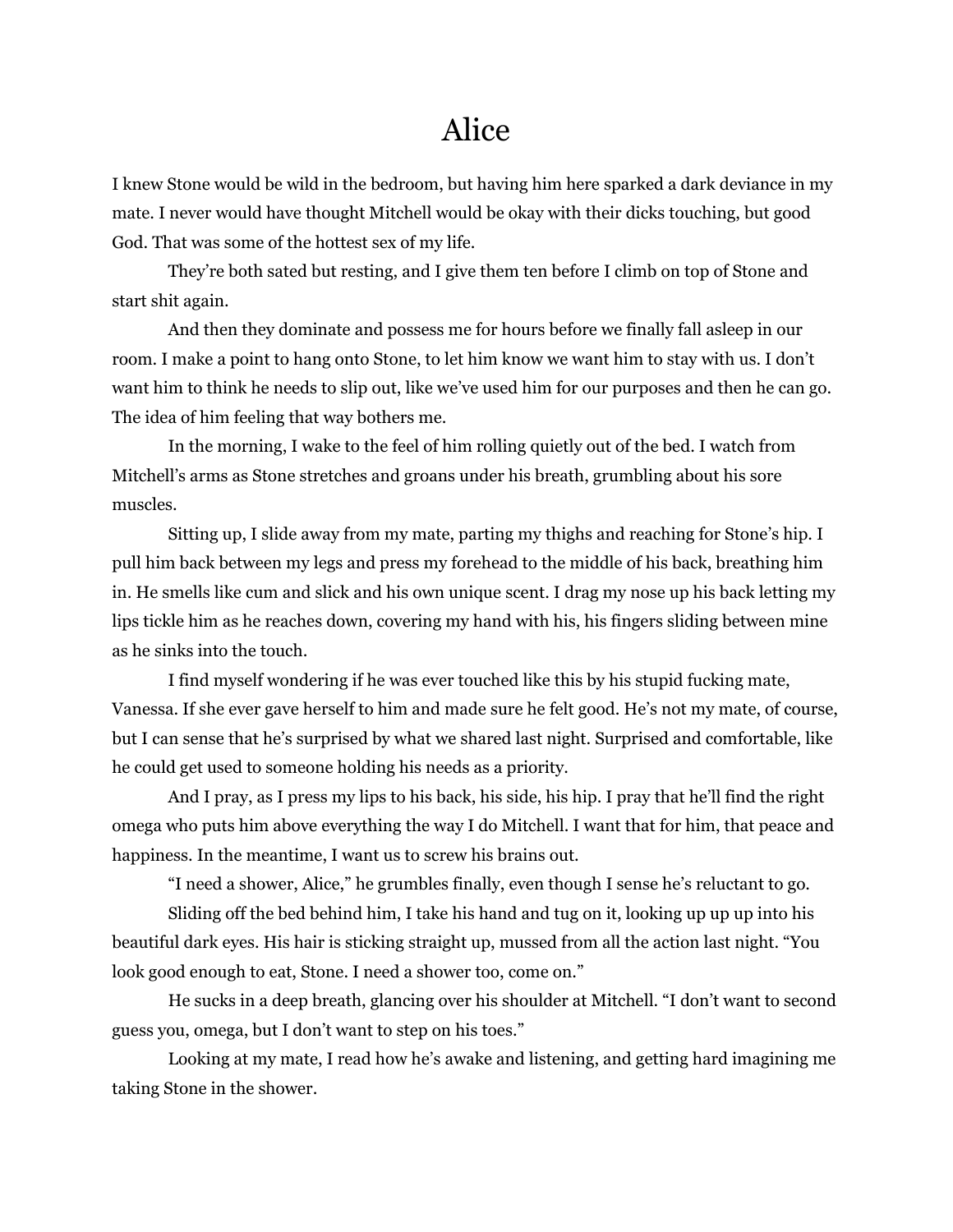# Alice

I knew Stone would be wild in the bedroom, but having him here sparked a dark deviance in my mate. I never would have thought Mitchell would be okay with their dicks touching, but good God. That was some of the hottest sex of my life.

They're both sated but resting, and I give them ten before I climb on top of Stone and start shit again.

And then they dominate and possess me for hours before we finally fall asleep in our room. I make a point to hang onto Stone, to let him know we want him to stay with us. I don't want him to think he needs to slip out, like we've used him for our purposes and then he can go. The idea of him feeling that way bothers me.

In the morning, I wake to the feel of him rolling quietly out of the bed. I watch from Mitchell's arms as Stone stretches and groans under his breath, grumbling about his sore muscles.

Sitting up, I slide away from my mate, parting my thighs and reaching for Stone's hip. I pull him back between my legs and press my forehead to the middle of his back, breathing him in. He smells like cum and slick and his own unique scent. I drag my nose up his back letting my lips tickle him as he reaches down, covering my hand with his, his fingers sliding between mine as he sinks into the touch.

I find myself wondering if he was ever touched like this by his stupid fucking mate, Vanessa. If she ever gave herself to him and made sure he felt good. He's not my mate, of course, but I can sense that he's surprised by what we shared last night. Surprised and comfortable, like he could get used to someone holding his needs as a priority.

And I pray, as I press my lips to his back, his side, his hip. I pray that he'll find the right omega who puts him above everything the way I do Mitchell. I want that for him, that peace and happiness. In the meantime, I want us to screw his brains out.

"I need a shower, Alice," he grumbles finally, even though I sense he's reluctant to go.

Sliding off the bed behind him, I take his hand and tug on it, looking up up up into his beautiful dark eyes. His hair is sticking straight up, mussed from all the action last night. "You look good enough to eat, Stone. I need a shower too, come on."

He sucks in a deep breath, glancing over his shoulder at Mitchell. "I don't want to second guess you, omega, but I don't want to step on his toes."

Looking at my mate, I read how he's awake and listening, and getting hard imagining me taking Stone in the shower.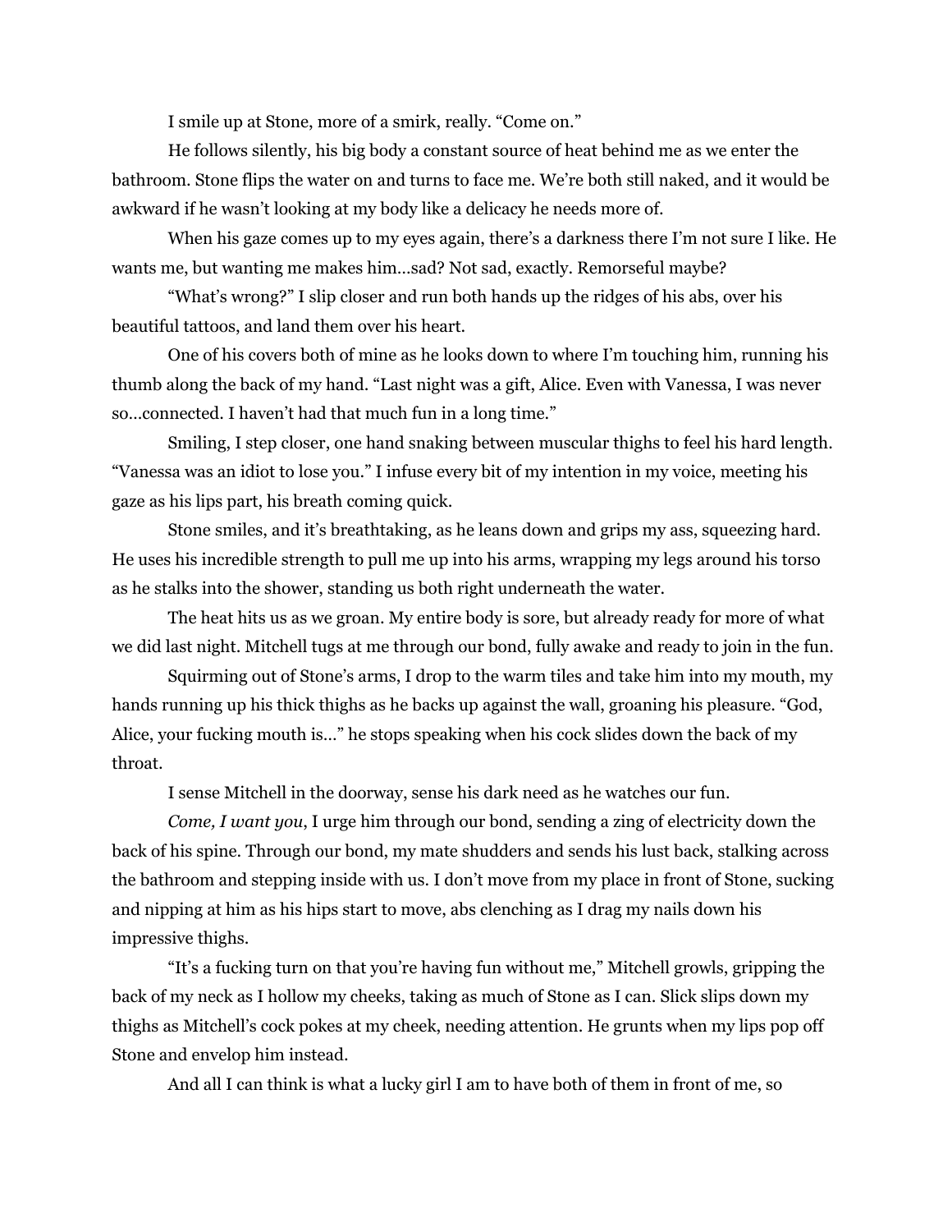I smile up at Stone, more of a smirk, really. “Come on.”

He follows silently, his big body a constant source of heat behind me as we enter the bathroom. Stone flips the water on and turns to face me. We’re both still naked, and it would be awkward if he wasn’t looking at my body like a delicacy he needs more of.

When his gaze comes up to my eyes again, there’s a darkness there I’m not sure I like. He wants me, but wanting me makes him…sad? Not sad, exactly. Remorseful maybe?

“What’s wrong?” I slip closer and run both hands up the ridges of his abs, over his beautiful tattoos, and land them over his heart.

One of his covers both of mine as he looks down to where I’m touching him, running his thumb along the back of my hand. “Last night was a gift, Alice. Even with Vanessa, I was never so…connected. I haven’t had that much fun in a long time.”

Smiling, I step closer, one hand snaking between muscular thighs to feel his hard length. “Vanessa was an idiot to lose you.” I infuse every bit of my intention in my voice, meeting his gaze as his lips part, his breath coming quick.

Stone smiles, and it’s breathtaking, as he leans down and grips my ass, squeezing hard. He uses his incredible strength to pull me up into his arms, wrapping my legs around his torso as he stalks into the shower, standing us both right underneath the water.

The heat hits us as we groan. My entire body is sore, but already ready for more of what we did last night. Mitchell tugs at me through our bond, fully awake and ready to join in the fun.

Squirming out of Stone’s arms, I drop to the warm tiles and take him into my mouth, my hands running up his thick thighs as he backs up against the wall, groaning his pleasure. “God, Alice, your fucking mouth is…” he stops speaking when his cock slides down the back of my throat.

I sense Mitchell in the doorway, sense his dark need as he watches our fun.

*Come, I want you*, I urge him through our bond, sending a zing of electricity down the back of his spine. Through our bond, my mate shudders and sends his lust back, stalking across the bathroom and stepping inside with us. I don’t move from my place in front of Stone, sucking and nipping at him as his hips start to move, abs clenching as I drag my nails down his impressive thighs.

“It’s a fucking turn on that you’re having fun without me,” Mitchell growls, gripping the back of my neck as I hollow my cheeks, taking as much of Stone as I can. Slick slips down my thighs as Mitchell’s cock pokes at my cheek, needing attention. He grunts when my lips pop off Stone and envelop him instead.

And all I can think is what a lucky girl I am to have both of them in front of me, so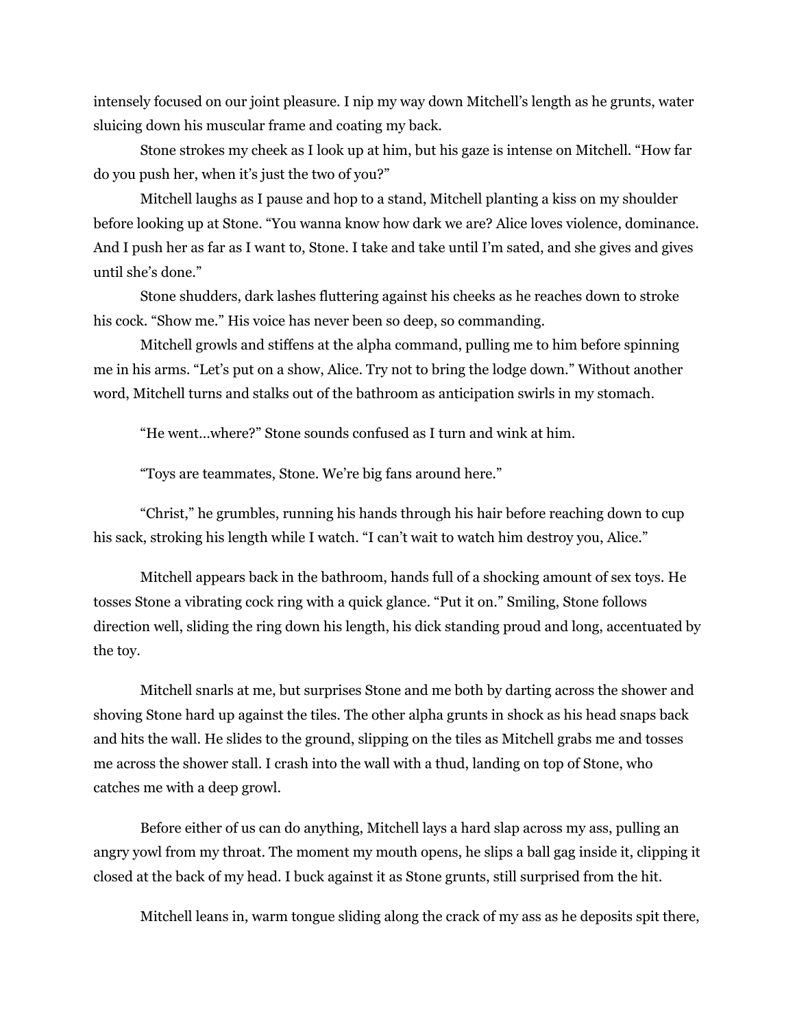intensely focused on our joint pleasure. I nip my way down Mitchell's length as he grunts, water sluicing down his muscular frame and coating my back.

Stone strokes my cheek as I look up at him, but his gaze is intense on Mitchell. "How far do you push her, when it's just the two of you?"

Mitchell laughs as I pause and hop to a stand, Mitchell planting a kiss on my shoulder before looking up at Stone. "You wanna know how dark we are? Alice loves violence, dominance. And I push her as far as I want to, Stone. I take and take until I'm sated, and she gives and gives until she's done."

Stone shudders, dark lashes fluttering against his cheeks as he reaches down to stroke his cock. "Show me." His voice has never been so deep, so commanding.

Mitchell growls and stiffens at the alpha command, pulling me to him before spinning me in his arms. "Let's put on a show, Alice. Try not to bring the lodge down." Without another word, Mitchell turns and stalks out of the bathroom as anticipation swirls in my stomach.

"He went…where?" Stone sounds confused as I turn and wink at him.

"Toys are teammates, Stone. We're big fans around here."

"Christ," he grumbles, running his hands through his hair before reaching down to cup his sack, stroking his length while I watch. "I can't wait to watch him destroy you, Alice."

Mitchell appears back in the bathroom, hands full of a shocking amount of sex toys. He tosses Stone a vibrating cock ring with a quick glance. "Put it on." Smiling, Stone follows direction well, sliding the ring down his length, his dick standing proud and long, accentuated by the toy.

Mitchell snarls at me, but surprises Stone and me both by darting across the shower and shoving Stone hard up against the tiles. The other alpha grunts in shock as his head snaps back and hits the wall. He slides to the ground, slipping on the tiles as Mitchell grabs me and tosses me across the shower stall. I crash into the wall with a thud, landing on top of Stone, who catches me with a deep growl.

Before either of us can do anything, Mitchell lays a hard slap across my ass, pulling an angry yowl from my throat. The moment my mouth opens, he slips a ball gag inside it, clipping it closed at the back of my head. I buck against it as Stone grunts, still surprised from the hit.

Mitchell leans in, warm tongue sliding along the crack of my ass as he deposits spit there,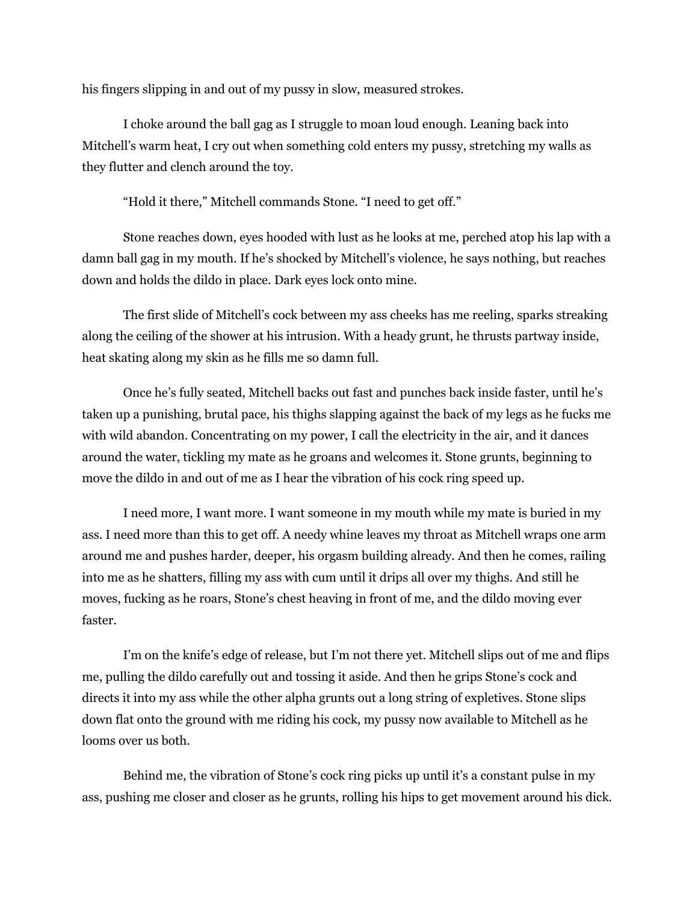his fingers slipping in and out of my pussy in slow, measured strokes.

I choke around the ball gag as I struggle to moan loud enough. Leaning back into Mitchell's warm heat, I cry out when something cold enters my pussy, stretching my walls as they flutter and clench around the toy.

"Hold it there," Mitchell commands Stone. "I need to get off."

Stone reaches down, eyes hooded with lust as he looks at me, perched atop his lap with a damn ball gag in my mouth. If he's shocked by Mitchell's violence, he says nothing, but reaches down and holds the dildo in place. Dark eyes lock onto mine.

The first slide of Mitchell's cock between my ass cheeks has me reeling, sparks streaking along the ceiling of the shower at his intrusion. With a heady grunt, he thrusts partway inside, heat skating along my skin as he fills me so damn full.

Once he's fully seated, Mitchell backs out fast and punches back inside faster, until he's taken up a punishing, brutal pace, his thighs slapping against the back of my legs as he fucks me with wild abandon. Concentrating on my power, I call the electricity in the air, and it dances around the water, tickling my mate as he groans and welcomes it. Stone grunts, beginning to move the dildo in and out of me as I hear the vibration of his cock ring speed up.

I need more, I want more. I want someone in my mouth while my mate is buried in my ass. I need more than this to get off. A needy whine leaves my throat as Mitchell wraps one arm around me and pushes harder, deeper, his orgasm building already. And then he comes, railing into me as he shatters, filling my ass with cum until it drips all over my thighs. And still he moves, fucking as he roars, Stone's chest heaving in front of me, and the dildo moving ever faster.

I'm on the knife's edge of release, but I'm not there yet. Mitchell slips out of me and flips me, pulling the dildo carefully out and tossing it aside. And then he grips Stone's cock and directs it into my ass while the other alpha grunts out a long string of expletives. Stone slips down flat onto the ground with me riding his cock, my pussy now available to Mitchell as he looms over us both.

Behind me, the vibration of Stone's cock ring picks up until it's a constant pulse in my ass, pushing me closer and closer as he grunts, rolling his hips to get movement around his dick.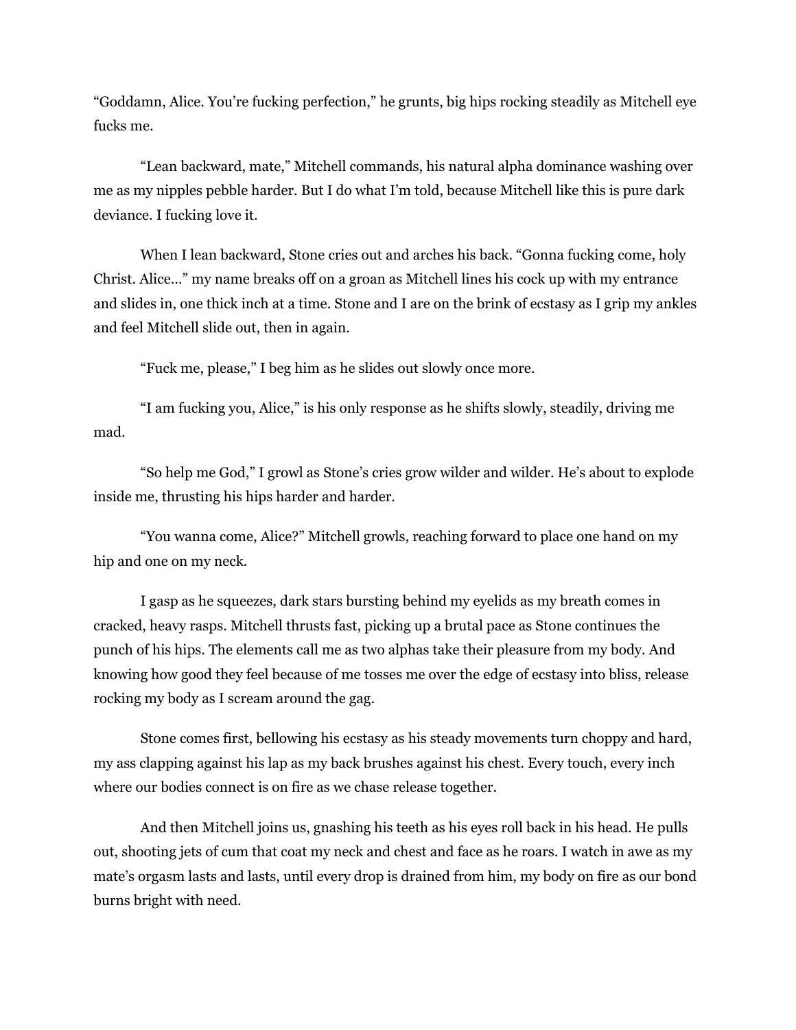"Goddamn, Alice. You're fucking perfection," he grunts, big hips rocking steadily as Mitchell eye fucks me.

"Lean backward, mate," Mitchell commands, his natural alpha dominance washing over me as my nipples pebble harder. But I do what I'm told, because Mitchell like this is pure dark deviance. I fucking love it.

When I lean backward, Stone cries out and arches his back. "Gonna fucking come, holy Christ. Alice..." my name breaks off on a groan as Mitchell lines his cock up with my entrance and slides in, one thick inch at a time. Stone and I are on the brink of ecstasy as I grip my ankles and feel Mitchell slide out, then in again.

"Fuck me, please," I beg him as he slides out slowly once more.

"I am fucking you, Alice," is his only response as he shifts slowly, steadily, driving me mad.

"So help me God," I growl as Stone's cries grow wilder and wilder. He's about to explode inside me, thrusting his hips harder and harder.

"You wanna come, Alice?" Mitchell growls, reaching forward to place one hand on my hip and one on my neck.

I gasp as he squeezes, dark stars bursting behind my eyelids as my breath comes in cracked, heavy rasps. Mitchell thrusts fast, picking up a brutal pace as Stone continues the punch of his hips. The elements call me as two alphas take their pleasure from my body. And knowing how good they feel because of me tosses me over the edge of ecstasy into bliss, release rocking my body as I scream around the gag.

Stone comes first, bellowing his ecstasy as his steady movements turn choppy and hard, my ass clapping against his lap as my back brushes against his chest. Every touch, every inch where our bodies connect is on fire as we chase release together.

And then Mitchell joins us, gnashing his teeth as his eyes roll back in his head. He pulls out, shooting jets of cum that coat my neck and chest and face as he roars. I watch in awe as my mate's orgasm lasts and lasts, until every drop is drained from him, my body on fire as our bond burns bright with need.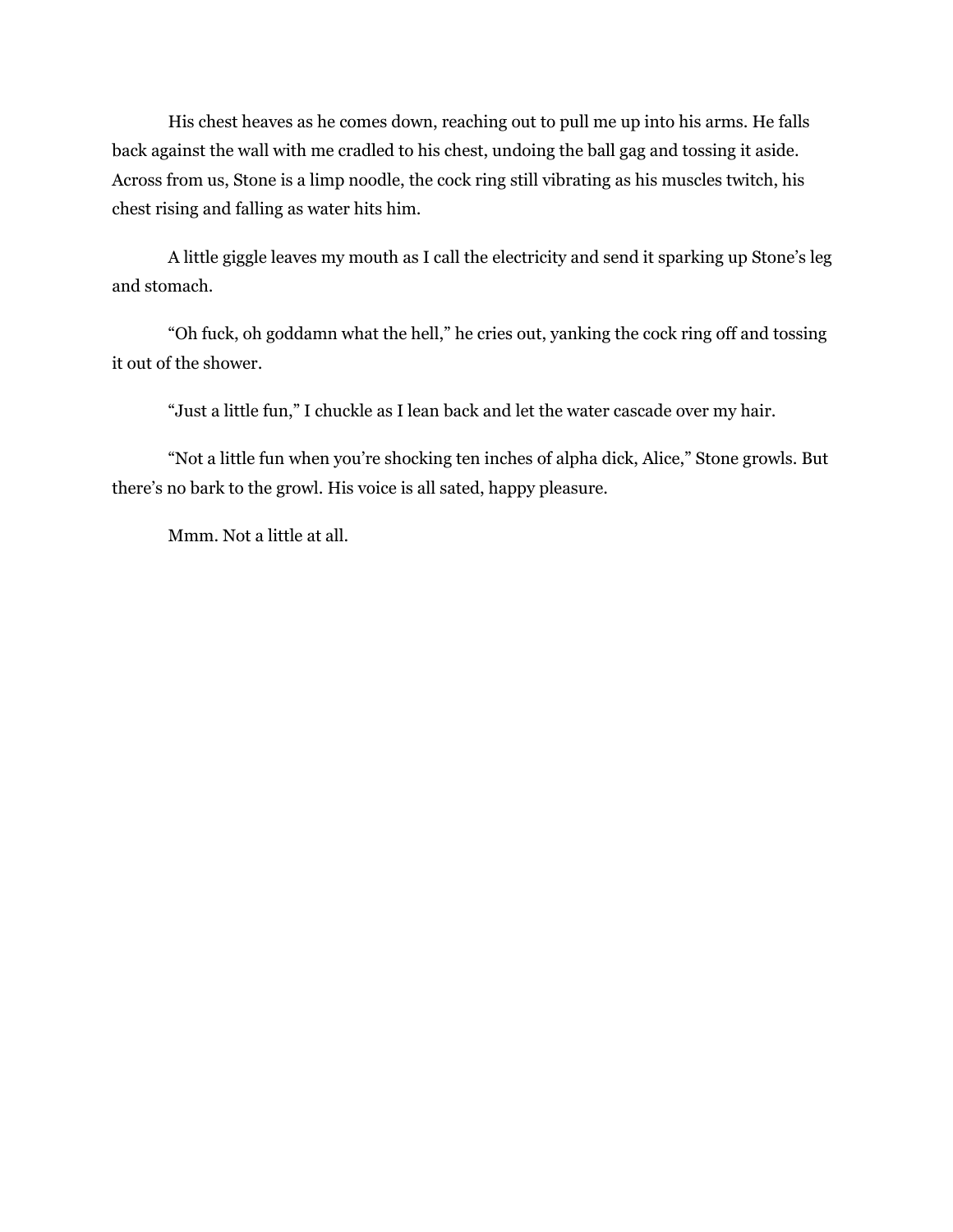His chest heaves as he comes down, reaching out to pull me up into his arms. He falls back against the wall with me cradled to his chest, undoing the ball gag and tossing it aside. Across from us, Stone is a limp noodle, the cock ring still vibrating as his muscles twitch, his chest rising and falling as water hits him.

A little giggle leaves my mouth as I call the electricity and send it sparking up Stone's leg and stomach.

"Oh fuck, oh goddamn what the hell," he cries out, yanking the cock ring off and tossing it out of the shower.

"Just a little fun," I chuckle as I lean back and let the water cascade over my hair.

"Not a little fun when you're shocking ten inches of alpha dick, Alice," Stone growls. But there's no bark to the growl. His voice is all sated, happy pleasure.

Mmm. Not a little at all.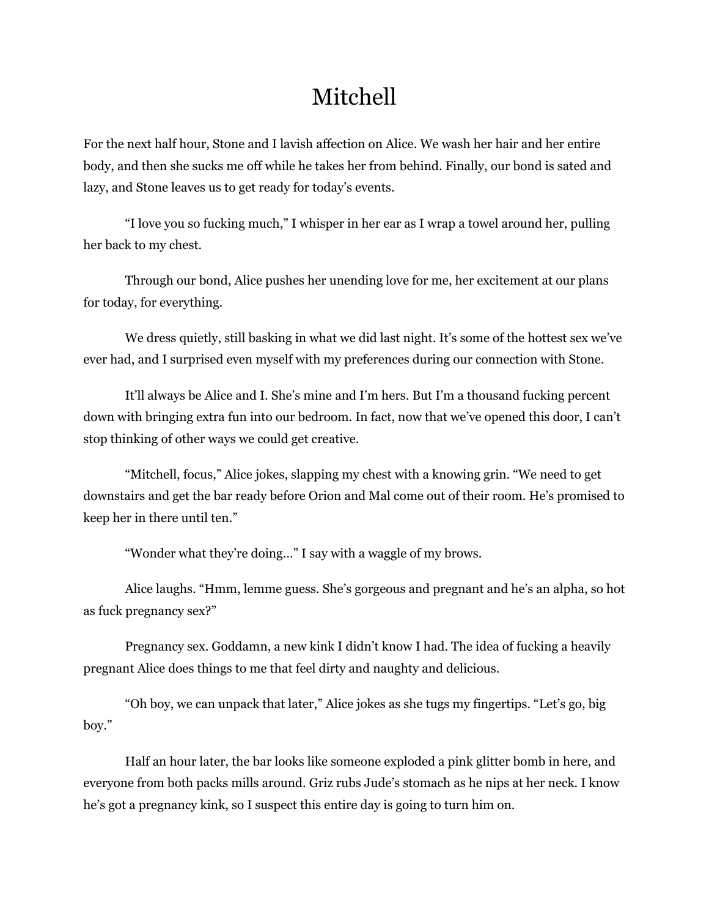# Mitchell

For the next half hour, Stone and I lavish affection on Alice. We wash her hair and her entire body, and then she sucks me off while he takes her from behind. Finally, our bond is sated and lazy, and Stone leaves us to get ready for today's events.

"I love you so fucking much," I whisper in her ear as I wrap a towel around her, pulling her back to my chest.

Through our bond, Alice pushes her unending love for me, her excitement at our plans for today, for everything.

We dress quietly, still basking in what we did last night. It's some of the hottest sex we've ever had, and I surprised even myself with my preferences during our connection with Stone.

It'll always be Alice and I. She's mine and I'm hers. But I'm a thousand fucking percent down with bringing extra fun into our bedroom. In fact, now that we've opened this door, I can't stop thinking of other ways we could get creative.

"Mitchell, focus," Alice jokes, slapping my chest with a knowing grin. "We need to get downstairs and get the bar ready before Orion and Mal come out of their room. He's promised to keep her in there until ten."

"Wonder what they're doing…" I say with a waggle of my brows.

Alice laughs. "Hmm, lemme guess. She's gorgeous and pregnant and he's an alpha, so hot as fuck pregnancy sex?"

Pregnancy sex. Goddamn, a new kink I didn't know I had. The idea of fucking a heavily pregnant Alice does things to me that feel dirty and naughty and delicious.

"Oh boy, we can unpack that later," Alice jokes as she tugs my fingertips. "Let's go, big boy."

Half an hour later, the bar looks like someone exploded a pink glitter bomb in here, and everyone from both packs mills around. Griz rubs Jude's stomach as he nips at her neck. I know he's got a pregnancy kink, so I suspect this entire day is going to turn him on.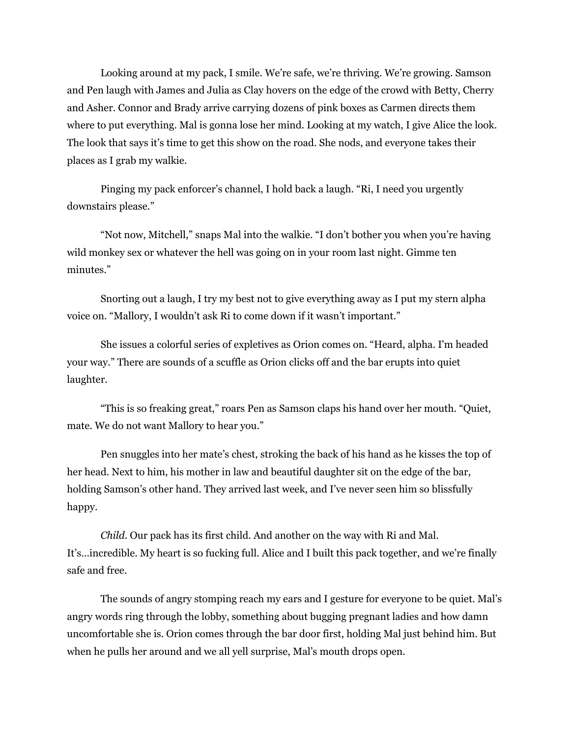Looking around at my pack, I smile. We're safe, we're thriving. We're growing. Samson and Pen laugh with James and Julia as Clay hovers on the edge of the crowd with Betty, Cherry and Asher. Connor and Brady arrive carrying dozens of pink boxes as Carmen directs them where to put everything. Mal is gonna lose her mind. Looking at my watch, I give Alice the look. The look that says it's time to get this show on the road. She nods, and everyone takes their places as I grab my walkie.

Pinging my pack enforcer's channel, I hold back a laugh. "Ri, I need you urgently downstairs please."

"Not now, Mitchell," snaps Mal into the walkie. "I don't bother you when you're having wild monkey sex or whatever the hell was going on in your room last night. Gimme ten minutes."

Snorting out a laugh, I try my best not to give everything away as I put my stern alpha voice on. "Mallory, I wouldn't ask Ri to come down if it wasn't important."

She issues a colorful series of expletives as Orion comes on. "Heard, alpha. I'm headed your way." There are sounds of a scuffle as Orion clicks off and the bar erupts into quiet laughter.

"This is so freaking great," roars Pen as Samson claps his hand over her mouth. "Quiet, mate. We do not want Mallory to hear you."

Pen snuggles into her mate's chest, stroking the back of his hand as he kisses the top of her head. Next to him, his mother in law and beautiful daughter sit on the edge of the bar, holding Samson's other hand. They arrived last week, and I've never seen him so blissfully happy.

*Child.* Our pack has its first child. And another on the way with Ri and Mal. It's…incredible. My heart is so fucking full. Alice and I built this pack together, and we're finally safe and free.

The sounds of angry stomping reach my ears and I gesture for everyone to be quiet. Mal's angry words ring through the lobby, something about bugging pregnant ladies and how damn uncomfortable she is. Orion comes through the bar door first, holding Mal just behind him. But when he pulls her around and we all yell surprise, Mal's mouth drops open.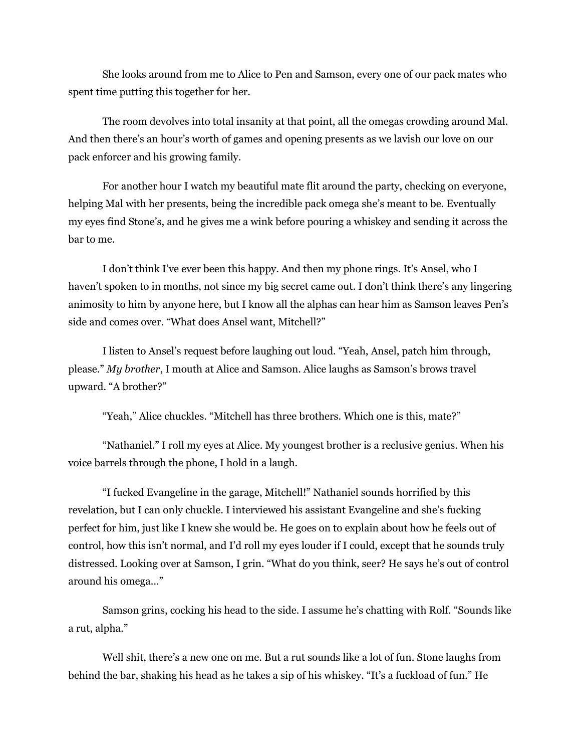She looks around from me to Alice to Pen and Samson, every one of our pack mates who spent time putting this together for her.

The room devolves into total insanity at that point, all the omegas crowding around Mal. And then there's an hour's worth of games and opening presents as we lavish our love on our pack enforcer and his growing family.

For another hour I watch my beautiful mate flit around the party, checking on everyone, helping Mal with her presents, being the incredible pack omega she's meant to be. Eventually my eyes find Stone's, and he gives me a wink before pouring a whiskey and sending it across the bar to me.

I don't think I've ever been this happy. And then my phone rings. It's Ansel, who I haven't spoken to in months, not since my big secret came out. I don't think there's any lingering animosity to him by anyone here, but I know all the alphas can hear him as Samson leaves Pen's side and comes over. "What does Ansel want, Mitchell?"

I listen to Ansel's request before laughing out loud. "Yeah, Ansel, patch him through, please." *My brother*, I mouth at Alice and Samson. Alice laughs as Samson's brows travel upward. "A brother?"

"Yeah," Alice chuckles. "Mitchell has three brothers. Which one is this, mate?"

"Nathaniel." I roll my eyes at Alice. My youngest brother is a reclusive genius. When his voice barrels through the phone, I hold in a laugh.

"I fucked Evangeline in the garage, Mitchell!" Nathaniel sounds horrified by this revelation, but I can only chuckle. I interviewed his assistant Evangeline and she's fucking perfect for him, just like I knew she would be. He goes on to explain about how he feels out of control, how this isn't normal, and I'd roll my eyes louder if I could, except that he sounds truly distressed. Looking over at Samson, I grin. "What do you think, seer? He says he's out of control around his omega…"

Samson grins, cocking his head to the side. I assume he's chatting with Rolf. "Sounds like a rut, alpha."

Well shit, there's a new one on me. But a rut sounds like a lot of fun. Stone laughs from behind the bar, shaking his head as he takes a sip of his whiskey. "It's a fuckload of fun." He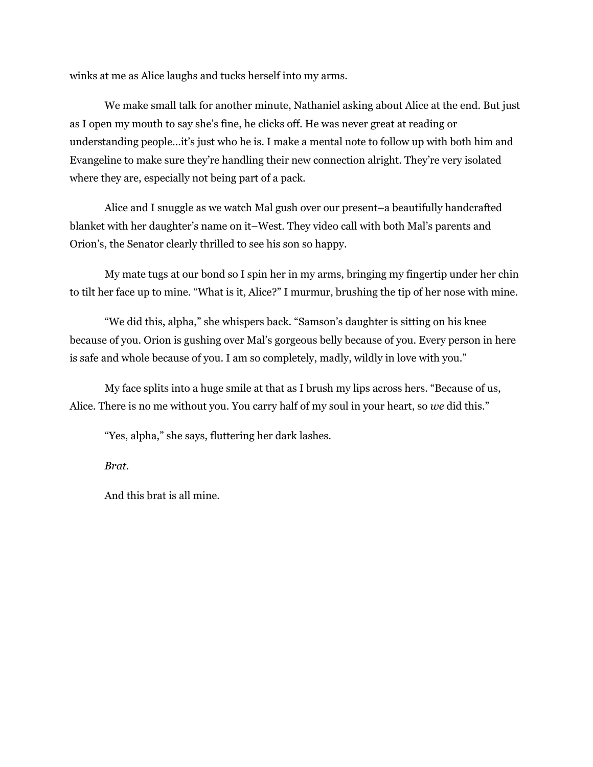winks at me as Alice laughs and tucks herself into my arms.

We make small talk for another minute, Nathaniel asking about Alice at the end. But just as I open my mouth to say she's fine, he clicks off. He was never great at reading or understanding people…it's just who he is. I make a mental note to follow up with both him and Evangeline to make sure they're handling their new connection alright. They're very isolated where they are, especially not being part of a pack.

Alice and I snuggle as we watch Mal gush over our present–a beautifully handcrafted blanket with her daughter's name on it–West. They video call with both Mal's parents and Orion's, the Senator clearly thrilled to see his son so happy.

My mate tugs at our bond so I spin her in my arms, bringing my fingertip under her chin to tilt her face up to mine. "What is it, Alice?" I murmur, brushing the tip of her nose with mine.

"We did this, alpha," she whispers back. "Samson's daughter is sitting on his knee because of you. Orion is gushing over Mal's gorgeous belly because of you. Every person in here is safe and whole because of you. I am so completely, madly, wildly in love with you."

My face splits into a huge smile at that as I brush my lips across hers. "Because of us, Alice. There is no me without you. You carry half of my soul in your heart, so *we* did this."

"Yes, alpha," she says, fluttering her dark lashes.

*Brat*.

And this brat is all mine.